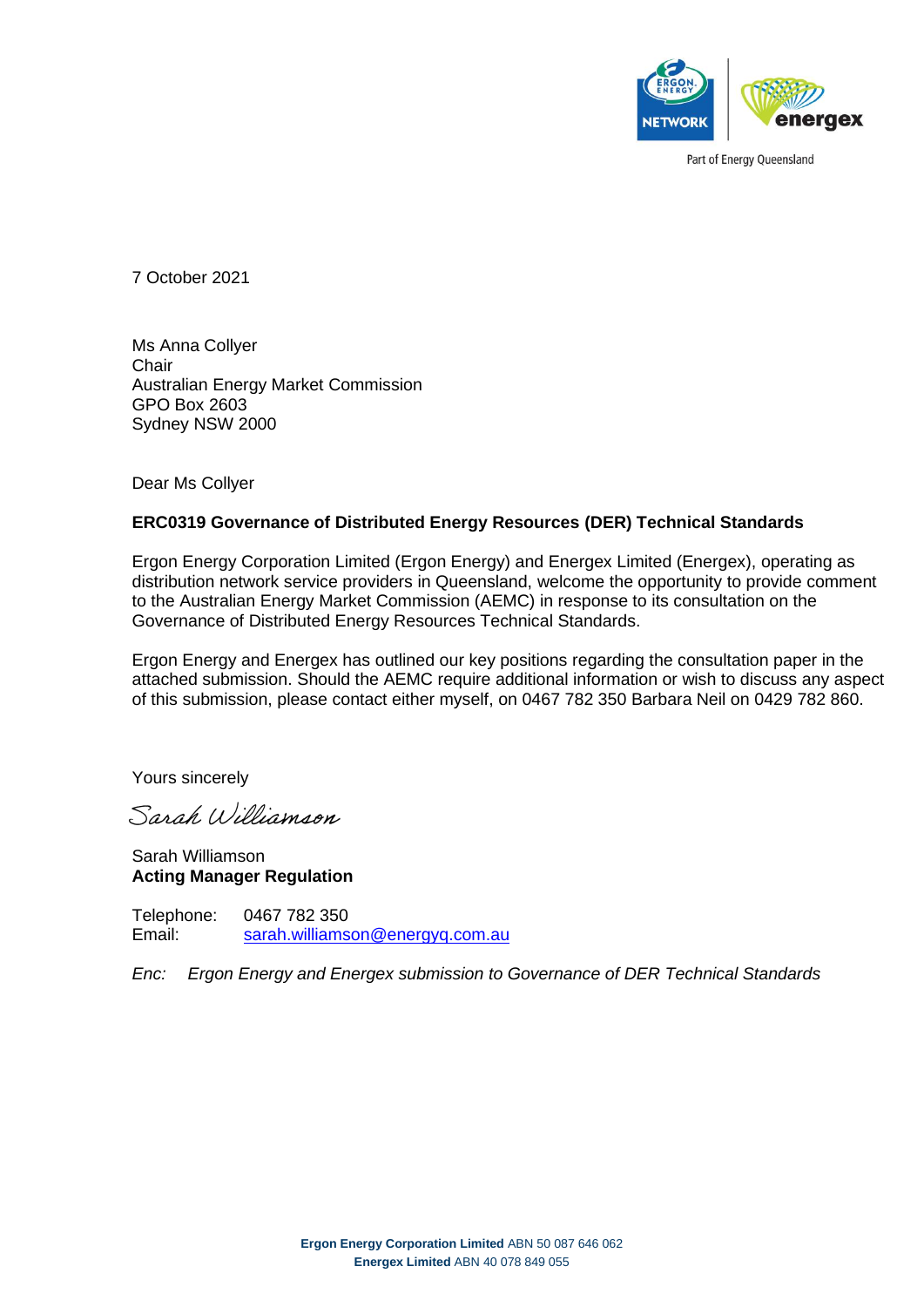Part of Energy Queensland

7 October 2021

Ms Anna Collyer
Chair
Australian Energy Market Commission
GPO Box 2603
Sydney NSW 2000

Dear Ms Collyer

**ERC0319 Governance of Distributed Energy Resources (DER) Technical Standards**

Ergon Energy Corporation Limited (Ergon Energy) and Energex Limited (Energex), operating as distribution network service providers in Queensland, welcome the opportunity to provide comment to the Australian Energy Market Commission (AEMC) in response to its consultation on the Governance of Distributed Energy Resources Technical Standards.

Ergon Energy and Energex has outlined our key positions regarding the consultation paper in the attached submission. Should the AEMC require additional information or wish to discuss any aspect of this submission, please contact either myself, on 0467 782 350 Barbara Neil on 0429 782 860.

Yours sincerely

*Sarah Williamson*

Sarah Williamson
**Acting Manager Regulation**

Telephone: 0467 782 350
Email: sarah.williamson@energyq.com.au

*Enc: Ergon Energy and Energex submission to Governance of DER Technical Standards*

**Ergon Energy Corporation Limited** ABN 50 087 646 062
**Energex Limited** ABN 40 078 849 055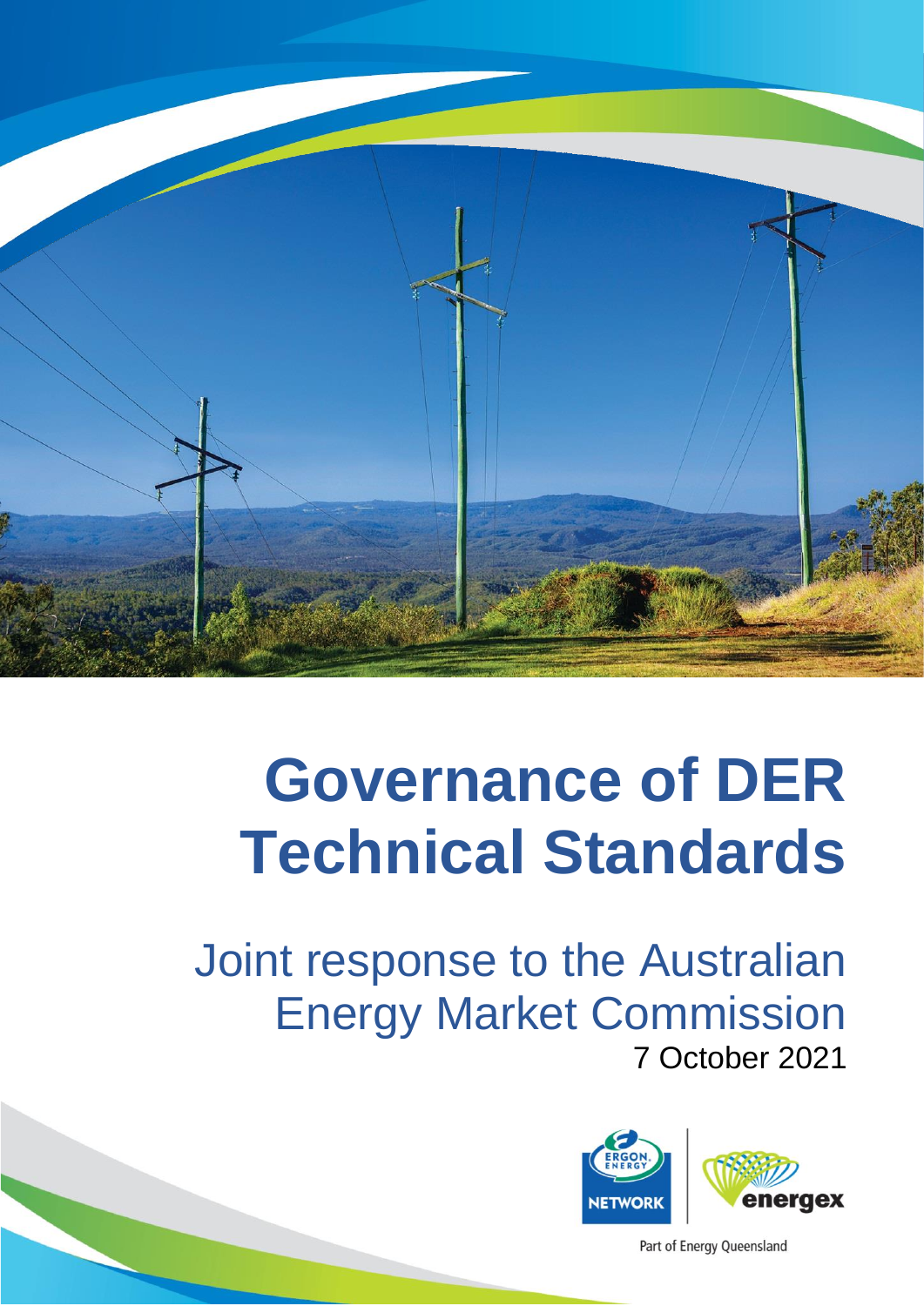# Governance of DER Technical Standards

Joint response to the Australian Energy Market Commission

7 October 2021

Part of Energy Queensland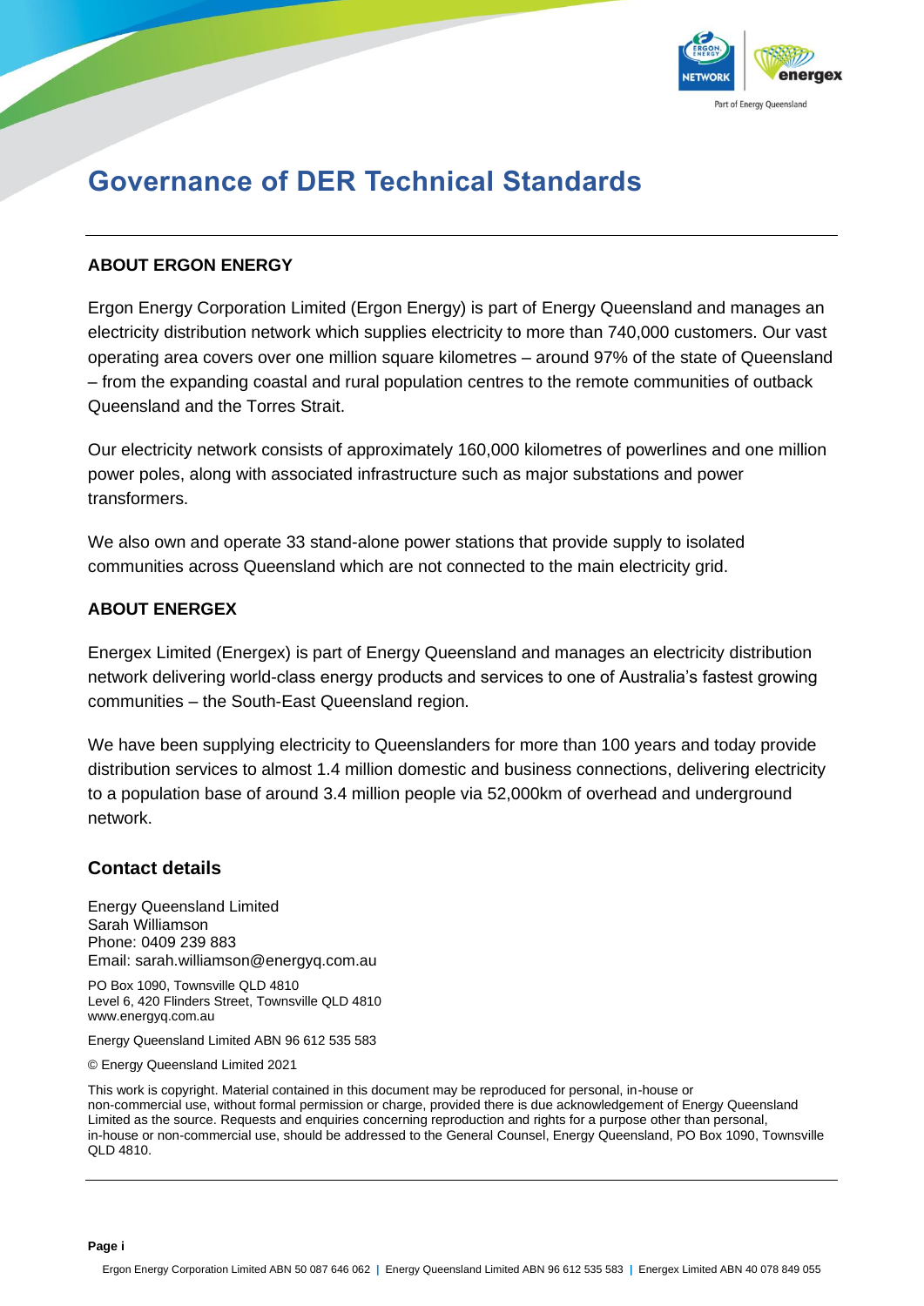# Governance of DER Technical Standards

## ABOUT ERGON ENERGY

Ergon Energy Corporation Limited (Ergon Energy) is part of Energy Queensland and manages an electricity distribution network which supplies electricity to more than 740,000 customers. Our vast operating area covers over one million square kilometres – around 97% of the state of Queensland – from the expanding coastal and rural population centres to the remote communities of outback Queensland and the Torres Strait.

Our electricity network consists of approximately 160,000 kilometres of powerlines and one million power poles, along with associated infrastructure such as major substations and power transformers.

We also own and operate 33 stand-alone power stations that provide supply to isolated communities across Queensland which are not connected to the main electricity grid.

## ABOUT ENERGEX

Energex Limited (Energex) is part of Energy Queensland and manages an electricity distribution network delivering world-class energy products and services to one of Australia's fastest growing communities – the South-East Queensland region.

We have been supplying electricity to Queenslanders for more than 100 years and today provide distribution services to almost 1.4 million domestic and business connections, delivering electricity to a population base of around 3.4 million people via 52,000km of overhead and underground network.

## Contact details

Energy Queensland Limited
Sarah Williamson
Phone: 0409 239 883
Email: sarah.williamson@energyq.com.au

PO Box 1090, Townsville QLD 4810
Level 6, 420 Flinders Street, Townsville QLD 4810
www.energyq.com.au

Energy Queensland Limited ABN 96 612 535 583

© Energy Queensland Limited 2021

This work is copyright. Material contained in this document may be reproduced for personal, in-house or non-commercial use, without formal permission or charge, provided there is due acknowledgement of Energy Queensland Limited as the source. Requests and enquiries concerning reproduction and rights for a purpose other than personal, in-house or non-commercial use, should be addressed to the General Counsel, Energy Queensland, PO Box 1090, Townsville QLD 4810.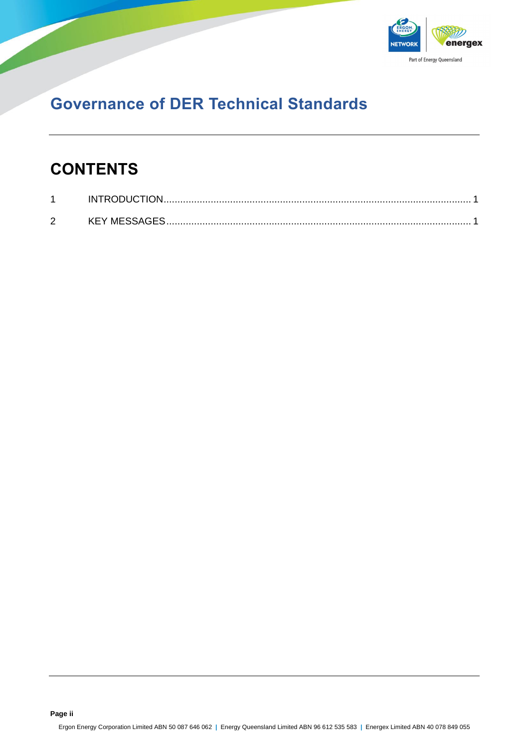# Governance of DER Technical Standards

## CONTENTS

1 INTRODUCTION............................................................................................................ 1

2 KEY MESSAGES.......................................................................................................... 1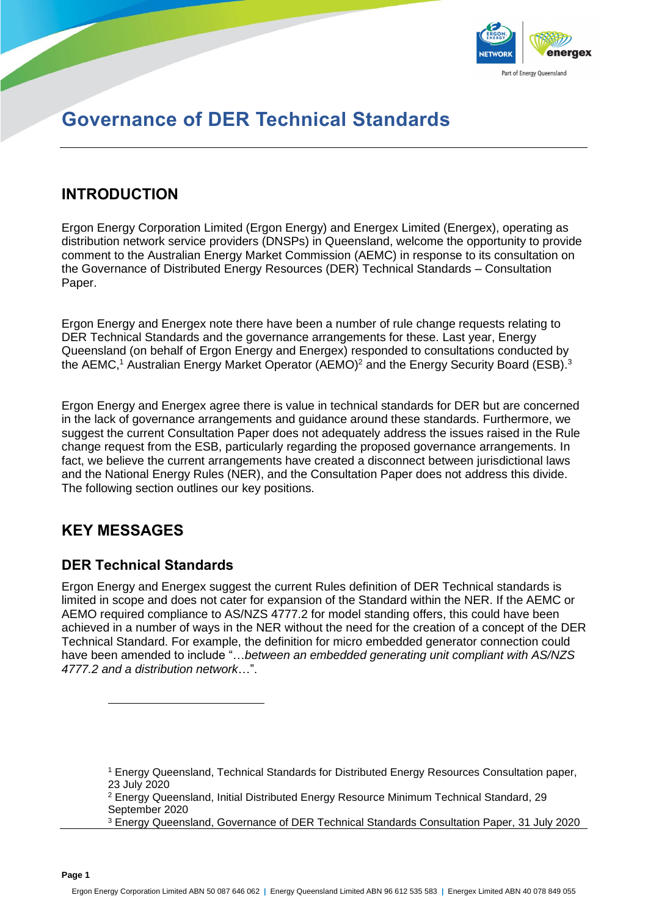# Governance of DER Technical Standards

## INTRODUCTION

Ergon Energy Corporation Limited (Ergon Energy) and Energex Limited (Energex), operating as distribution network service providers (DNSPs) in Queensland, welcome the opportunity to provide comment to the Australian Energy Market Commission (AEMC) in response to its consultation on the Governance of Distributed Energy Resources (DER) Technical Standards – Consultation Paper.

Ergon Energy and Energex note there have been a number of rule change requests relating to DER Technical Standards and the governance arrangements for these. Last year, Energy Queensland (on behalf of Ergon Energy and Energex) responded to consultations conducted by the AEMC,[1] Australian Energy Market Operator (AEMO)[2] and the Energy Security Board (ESB).[3]

Ergon Energy and Energex agree there is value in technical standards for DER but are concerned in the lack of governance arrangements and guidance around these standards. Furthermore, we suggest the current Consultation Paper does not adequately address the issues raised in the Rule change request from the ESB, particularly regarding the proposed governance arrangements. In fact, we believe the current arrangements have created a disconnect between jurisdictional laws and the National Energy Rules (NER), and the Consultation Paper does not address this divide. The following section outlines our key positions.

## KEY MESSAGES

### DER Technical Standards

Ergon Energy and Energex suggest the current Rules definition of DER Technical standards is limited in scope and does not cater for expansion of the Standard within the NER. If the AEMC or AEMO required compliance to AS/NZS 4777.2 for model standing offers, this could have been achieved in a number of ways in the NER without the need for the creation of a concept of the DER Technical Standard. For example, the definition for micro embedded generator connection could have been amended to include "…*between an embedded generating unit compliant with AS/NZS 4777.2 and a distribution network*…".

---

[1] Energy Queensland, Technical Standards for Distributed Energy Resources Consultation paper, 23 July 2020

[2] Energy Queensland, Initial Distributed Energy Resource Minimum Technical Standard, 29 September 2020

[3] Energy Queensland, Governance of DER Technical Standards Consultation Paper, 31 July 2020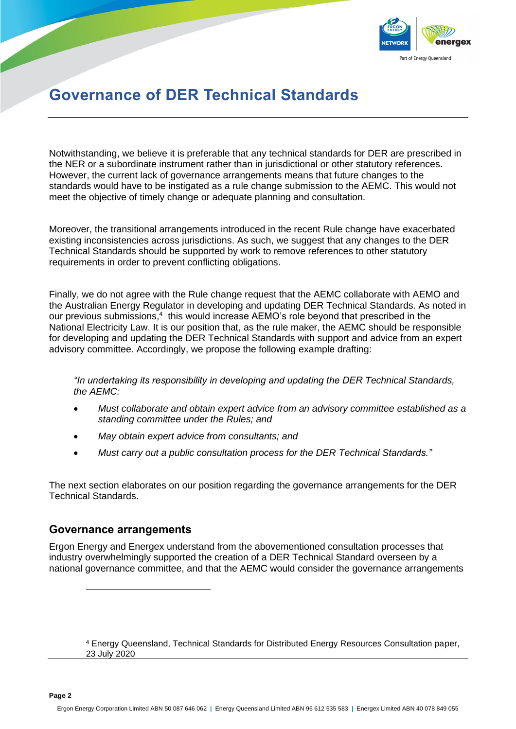# Governance of DER Technical Standards

Notwithstanding, we believe it is preferable that any technical standards for DER are prescribed in the NER or a subordinate instrument rather than in jurisdictional or other statutory references. However, the current lack of governance arrangements means that future changes to the standards would have to be instigated as a rule change submission to the AEMC. This would not meet the objective of timely change or adequate planning and consultation.

Moreover, the transitional arrangements introduced in the recent Rule change have exacerbated existing inconsistencies across jurisdictions. As such, we suggest that any changes to the DER Technical Standards should be supported by work to remove references to other statutory requirements in order to prevent conflicting obligations.

Finally, we do not agree with the Rule change request that the AEMC collaborate with AEMO and the Australian Energy Regulator in developing and updating DER Technical Standards. As noted in our previous submissions,[4] this would increase AEMO's role beyond that prescribed in the National Electricity Law. It is our position that, as the rule maker, the AEMC should be responsible for developing and updating the DER Technical Standards with support and advice from an expert advisory committee. Accordingly, we propose the following example drafting:

> *"In undertaking its responsibility in developing and updating the DER Technical Standards, the AEMC:*
>
> - *Must collaborate and obtain expert advice from an advisory committee established as a standing committee under the Rules; and*
> - *May obtain expert advice from consultants; and*
> - *Must carry out a public consultation process for the DER Technical Standards."*

The next section elaborates on our position regarding the governance arrangements for the DER Technical Standards.

## Governance arrangements

Ergon Energy and Energex understand from the abovementioned consultation processes that industry overwhelmingly supported the creation of a DER Technical Standard overseen by a national governance committee, and that the AEMC would consider the governance arrangements

[4] Energy Queensland, Technical Standards for Distributed Energy Resources Consultation paper, 23 July 2020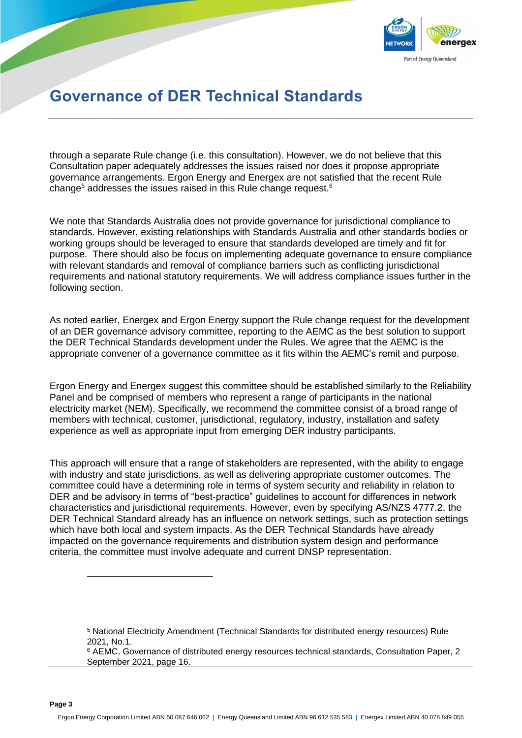through a separate Rule change (i.e. this consultation). However, we do not believe that this Consultation paper adequately addresses the issues raised nor does it propose appropriate governance arrangements. Ergon Energy and Energex are not satisfied that the recent Rule change[5] addresses the issues raised in this Rule change request.[6]

We note that Standards Australia does not provide governance for jurisdictional compliance to standards. However, existing relationships with Standards Australia and other standards bodies or working groups should be leveraged to ensure that standards developed are timely and fit for purpose. There should also be focus on implementing adequate governance to ensure compliance with relevant standards and removal of compliance barriers such as conflicting jurisdictional requirements and national statutory requirements. We will address compliance issues further in the following section.

As noted earlier, Energex and Ergon Energy support the Rule change request for the development of an DER governance advisory committee, reporting to the AEMC as the best solution to support the DER Technical Standards development under the Rules. We agree that the AEMC is the appropriate convener of a governance committee as it fits within the AEMC's remit and purpose.

Ergon Energy and Energex suggest this committee should be established similarly to the Reliability Panel and be comprised of members who represent a range of participants in the national electricity market (NEM). Specifically, we recommend the committee consist of a broad range of members with technical, customer, jurisdictional, regulatory, industry, installation and safety experience as well as appropriate input from emerging DER industry participants.

This approach will ensure that a range of stakeholders are represented, with the ability to engage with industry and state jurisdictions, as well as delivering appropriate customer outcomes. The committee could have a determining role in terms of system security and reliability in relation to DER and be advisory in terms of "best-practice" guidelines to account for differences in network characteristics and jurisdictional requirements. However, even by specifying AS/NZS 4777.2, the DER Technical Standard already has an influence on network settings, such as protection settings which have both local and system impacts. As the DER Technical Standards have already impacted on the governance requirements and distribution system design and performance criteria, the committee must involve adequate and current DNSP representation.

---

[5] National Electricity Amendment (Technical Standards for distributed energy resources) Rule 2021, No.1.

[6] AEMC, Governance of distributed energy resources technical standards, Consultation Paper, 2 September 2021, page 16.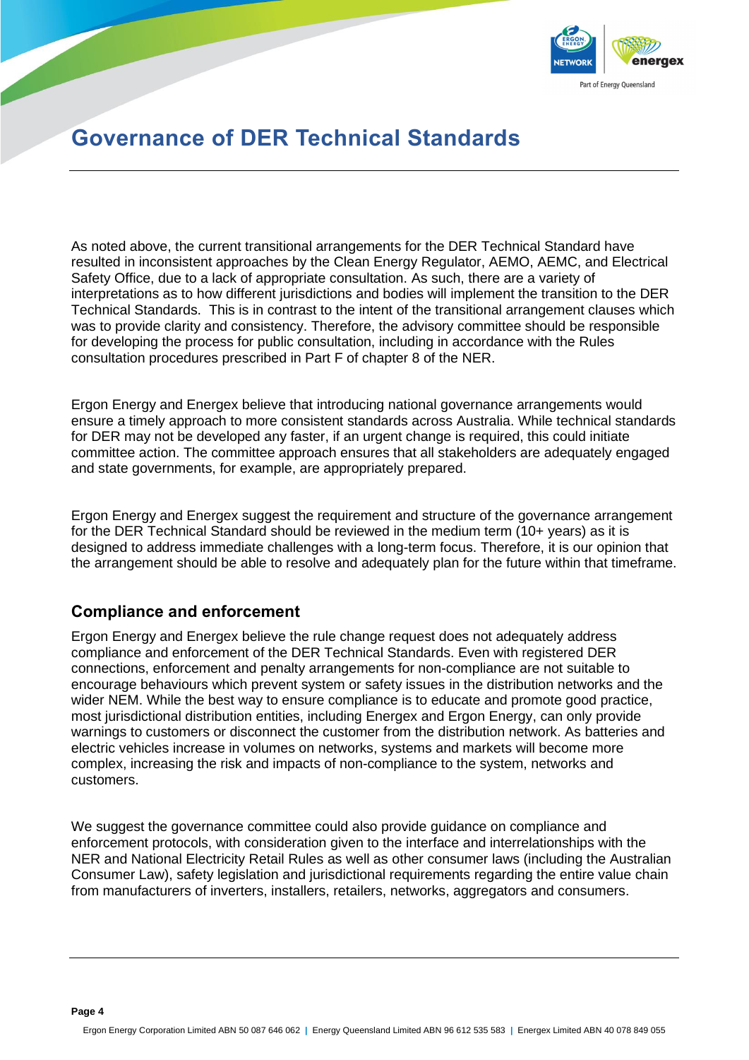# Governance of DER Technical Standards

As noted above, the current transitional arrangements for the DER Technical Standard have resulted in inconsistent approaches by the Clean Energy Regulator, AEMO, AEMC, and Electrical Safety Office, due to a lack of appropriate consultation. As such, there are a variety of interpretations as to how different jurisdictions and bodies will implement the transition to the DER Technical Standards. This is in contrast to the intent of the transitional arrangement clauses which was to provide clarity and consistency. Therefore, the advisory committee should be responsible for developing the process for public consultation, including in accordance with the Rules consultation procedures prescribed in Part F of chapter 8 of the NER.

Ergon Energy and Energex believe that introducing national governance arrangements would ensure a timely approach to more consistent standards across Australia. While technical standards for DER may not be developed any faster, if an urgent change is required, this could initiate committee action. The committee approach ensures that all stakeholders are adequately engaged and state governments, for example, are appropriately prepared.

Ergon Energy and Energex suggest the requirement and structure of the governance arrangement for the DER Technical Standard should be reviewed in the medium term (10+ years) as it is designed to address immediate challenges with a long-term focus. Therefore, it is our opinion that the arrangement should be able to resolve and adequately plan for the future within that timeframe.

## Compliance and enforcement

Ergon Energy and Energex believe the rule change request does not adequately address compliance and enforcement of the DER Technical Standards. Even with registered DER connections, enforcement and penalty arrangements for non-compliance are not suitable to encourage behaviours which prevent system or safety issues in the distribution networks and the wider NEM. While the best way to ensure compliance is to educate and promote good practice, most jurisdictional distribution entities, including Energex and Ergon Energy, can only provide warnings to customers or disconnect the customer from the distribution network. As batteries and electric vehicles increase in volumes on networks, systems and markets will become more complex, increasing the risk and impacts of non-compliance to the system, networks and customers.

We suggest the governance committee could also provide guidance on compliance and enforcement protocols, with consideration given to the interface and interrelationships with the NER and National Electricity Retail Rules as well as other consumer laws (including the Australian Consumer Law), safety legislation and jurisdictional requirements regarding the entire value chain from manufacturers of inverters, installers, retailers, networks, aggregators and consumers.